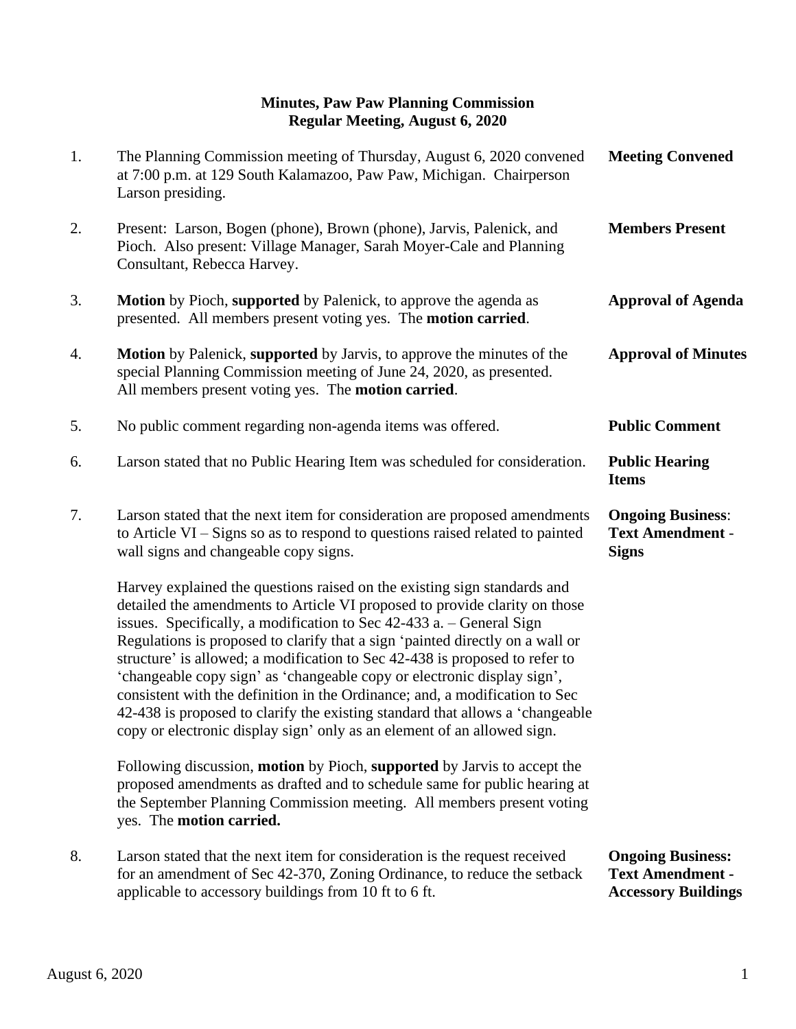**Minutes, Paw Paw Planning Commission**
**Regular Meeting, August 6, 2020**

1. The Planning Commission meeting of Thursday, August 6, 2020 convened at 7:00 p.m. at 129 South Kalamazoo, Paw Paw, Michigan. Chairperson Larson presiding. **Meeting Convened**

2. Present: Larson, Bogen (phone), Brown (phone), Jarvis, Palenick, and Pioch. Also present: Village Manager, Sarah Moyer-Cale and Planning Consultant, Rebecca Harvey. **Members Present**

3. **Motion** by Pioch, **supported** by Palenick, to approve the agenda as presented. All members present voting yes. The **motion carried**. **Approval of Agenda**

4. **Motion** by Palenick, **supported** by Jarvis, to approve the minutes of the special Planning Commission meeting of June 24, 2020, as presented. All members present voting yes. The **motion carried**. **Approval of Minutes**

5. No public comment regarding non-agenda items was offered. **Public Comment**

6. Larson stated that no Public Hearing Item was scheduled for consideration. **Public Hearing Items**

7. Larson stated that the next item for consideration are proposed amendments to Article VI – Signs so as to respond to questions raised related to painted wall signs and changeable copy signs. **Ongoing Business: Text Amendment - Signs**

   Harvey explained the questions raised on the existing sign standards and detailed the amendments to Article VI proposed to provide clarity on those issues. Specifically, a modification to Sec 42-433 a. – General Sign Regulations is proposed to clarify that a sign 'painted directly on a wall or structure' is allowed; a modification to Sec 42-438 is proposed to refer to 'changeable copy sign' as 'changeable copy or electronic display sign', consistent with the definition in the Ordinance; and, a modification to Sec 42-438 is proposed to clarify the existing standard that allows a 'changeable copy or electronic display sign' only as an element of an allowed sign.

   Following discussion, **motion** by Pioch, **supported** by Jarvis to accept the proposed amendments as drafted and to schedule same for public hearing at the September Planning Commission meeting. All members present voting yes. The **motion carried.**

8. Larson stated that the next item for consideration is the request received for an amendment of Sec 42-370, Zoning Ordinance, to reduce the setback applicable to accessory buildings from 10 ft to 6 ft. **Ongoing Business: Text Amendment - Accessory Buildings**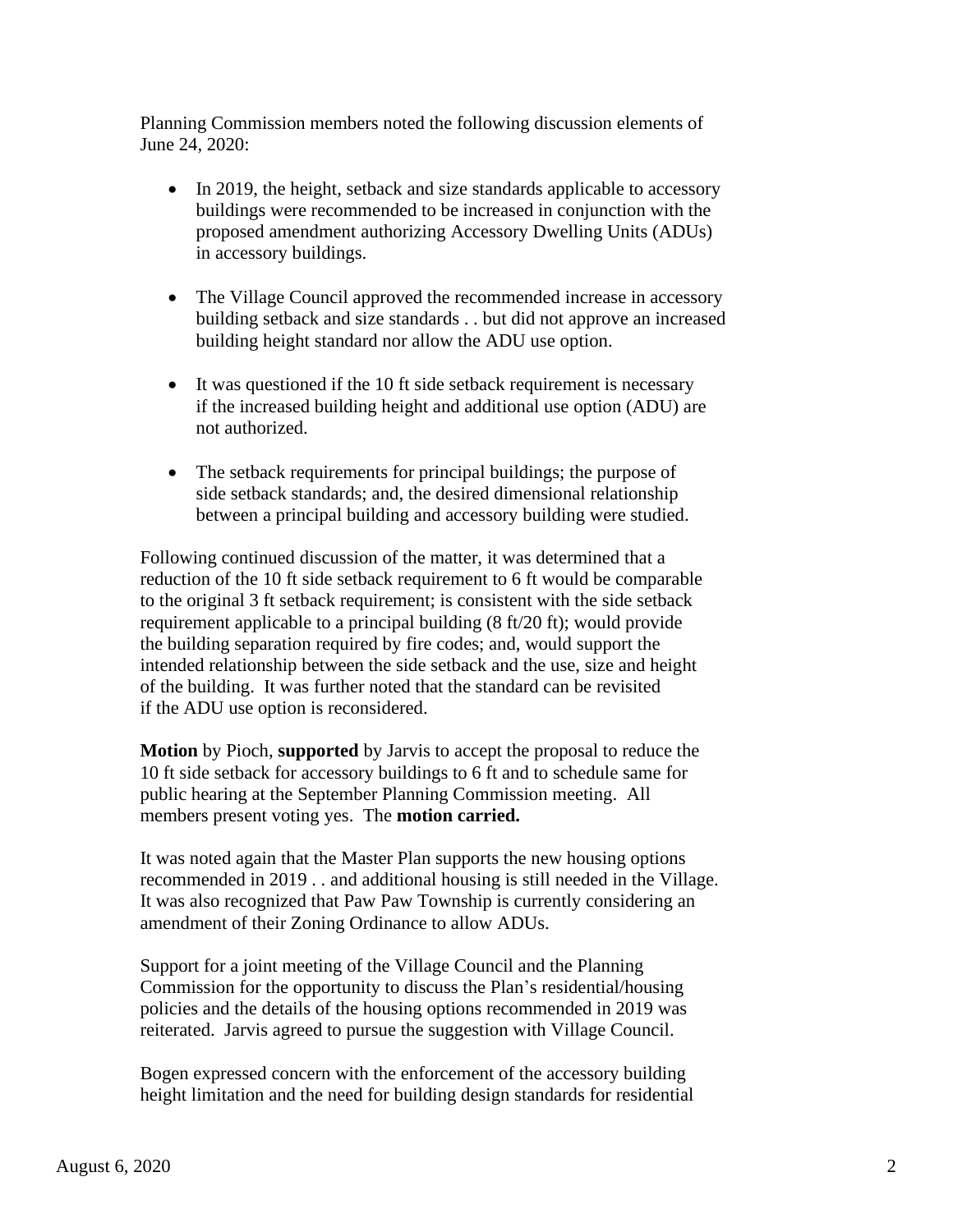Planning Commission members noted the following discussion elements of June 24, 2020:

- In 2019, the height, setback and size standards applicable to accessory buildings were recommended to be increased in conjunction with the proposed amendment authorizing Accessory Dwelling Units (ADUs) in accessory buildings.

- The Village Council approved the recommended increase in accessory building setback and size standards . . but did not approve an increased building height standard nor allow the ADU use option.

- It was questioned if the 10 ft side setback requirement is necessary if the increased building height and additional use option (ADU) are not authorized.

- The setback requirements for principal buildings; the purpose of side setback standards; and, the desired dimensional relationship between a principal building and accessory building were studied.

Following continued discussion of the matter, it was determined that a reduction of the 10 ft side setback requirement to 6 ft would be comparable to the original 3 ft setback requirement; is consistent with the side setback requirement applicable to a principal building (8 ft/20 ft); would provide the building separation required by fire codes; and, would support the intended relationship between the side setback and the use, size and height of the building. It was further noted that the standard can be revisited if the ADU use option is reconsidered.

**Motion** by Pioch, **supported** by Jarvis to accept the proposal to reduce the 10 ft side setback for accessory buildings to 6 ft and to schedule same for public hearing at the September Planning Commission meeting. All members present voting yes. The **motion carried.**

It was noted again that the Master Plan supports the new housing options recommended in 2019 . . and additional housing is still needed in the Village. It was also recognized that Paw Paw Township is currently considering an amendment of their Zoning Ordinance to allow ADUs.

Support for a joint meeting of the Village Council and the Planning Commission for the opportunity to discuss the Plan's residential/housing policies and the details of the housing options recommended in 2019 was reiterated. Jarvis agreed to pursue the suggestion with Village Council.

Bogen expressed concern with the enforcement of the accessory building height limitation and the need for building design standards for residential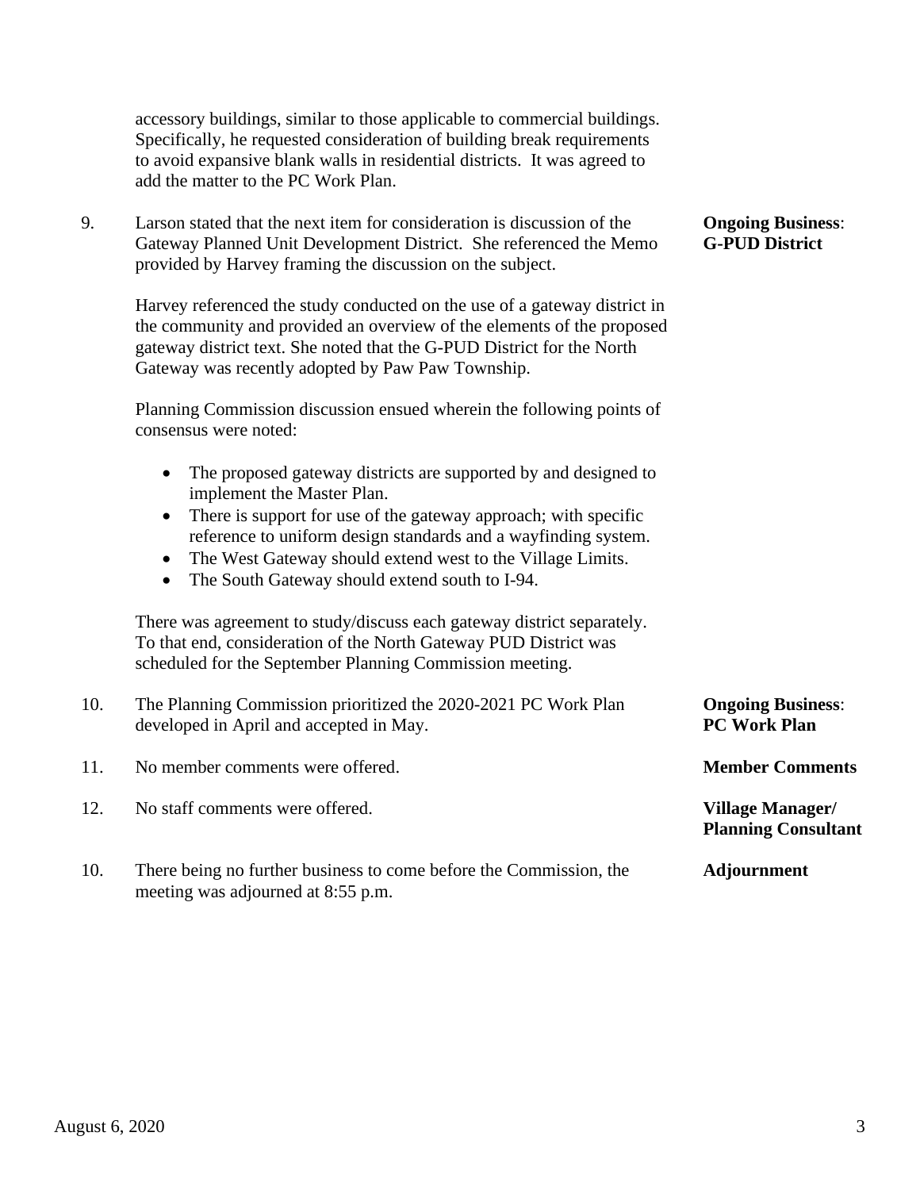accessory buildings, similar to those applicable to commercial buildings. Specifically, he requested consideration of building break requirements to avoid expansive blank walls in residential districts. It was agreed to add the matter to the PC Work Plan.

9. Larson stated that the next item for consideration is discussion of the Gateway Planned Unit Development District. She referenced the Memo provided by Harvey framing the discussion on the subject. **Ongoing Business**: **G-PUD District**

   Harvey referenced the study conducted on the use of a gateway district in the community and provided an overview of the elements of the proposed gateway district text. She noted that the G-PUD District for the North Gateway was recently adopted by Paw Paw Township.

   Planning Commission discussion ensued wherein the following points of consensus were noted:

   - The proposed gateway districts are supported by and designed to implement the Master Plan.
   - There is support for use of the gateway approach; with specific reference to uniform design standards and a wayfinding system.
   - The West Gateway should extend west to the Village Limits.
   - The South Gateway should extend south to I-94.

   There was agreement to study/discuss each gateway district separately. To that end, consideration of the North Gateway PUD District was scheduled for the September Planning Commission meeting.

10. The Planning Commission prioritized the 2020-2021 PC Work Plan developed in April and accepted in May. **Ongoing Business**: **PC Work Plan**

11. No member comments were offered. **Member Comments**

12. No staff comments were offered. **Village Manager/ Planning Consultant**

10. There being no further business to come before the Commission, the meeting was adjourned at 8:55 p.m. **Adjournment**